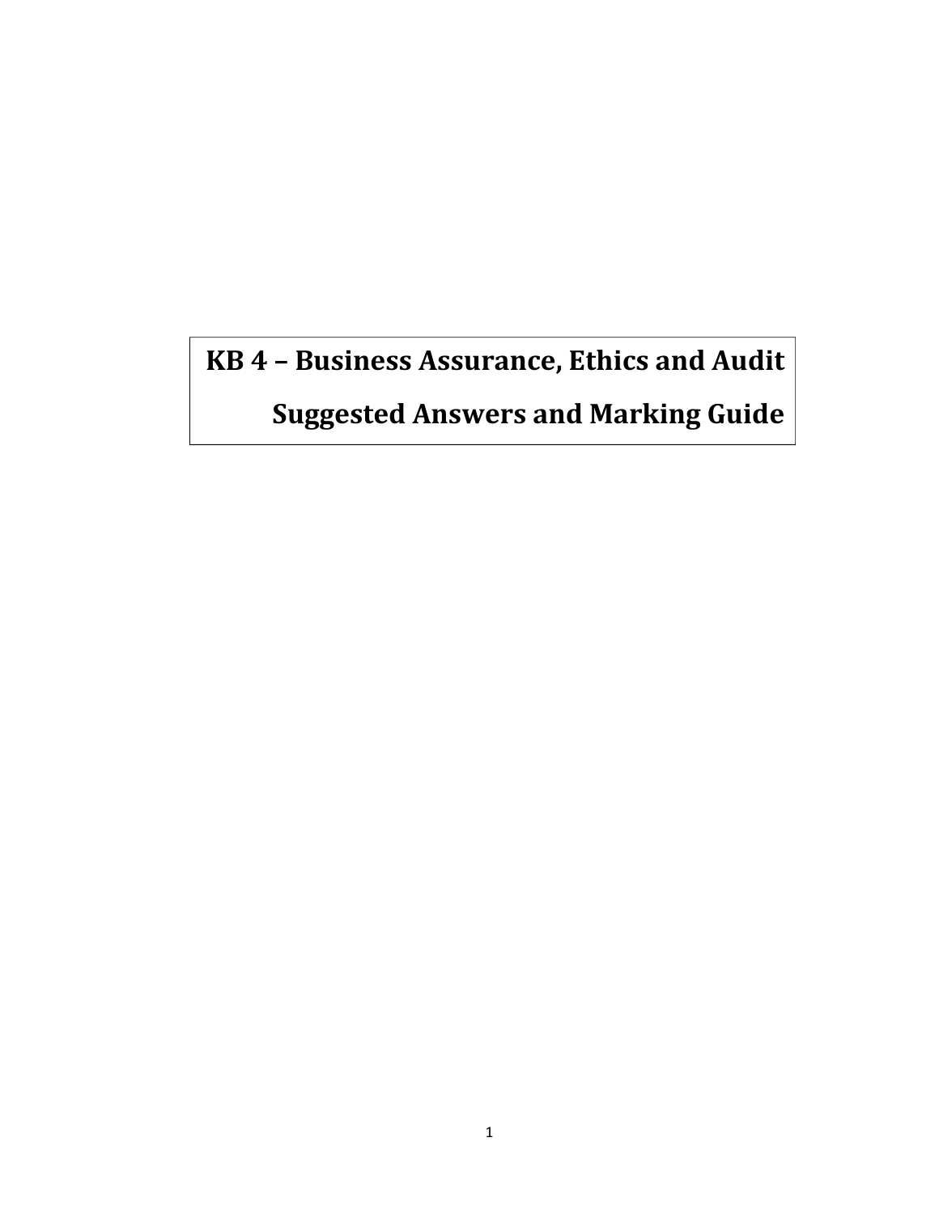# KB 4 – Business Assurance, Ethics and Audit

# Suggested Answers and Marking Guide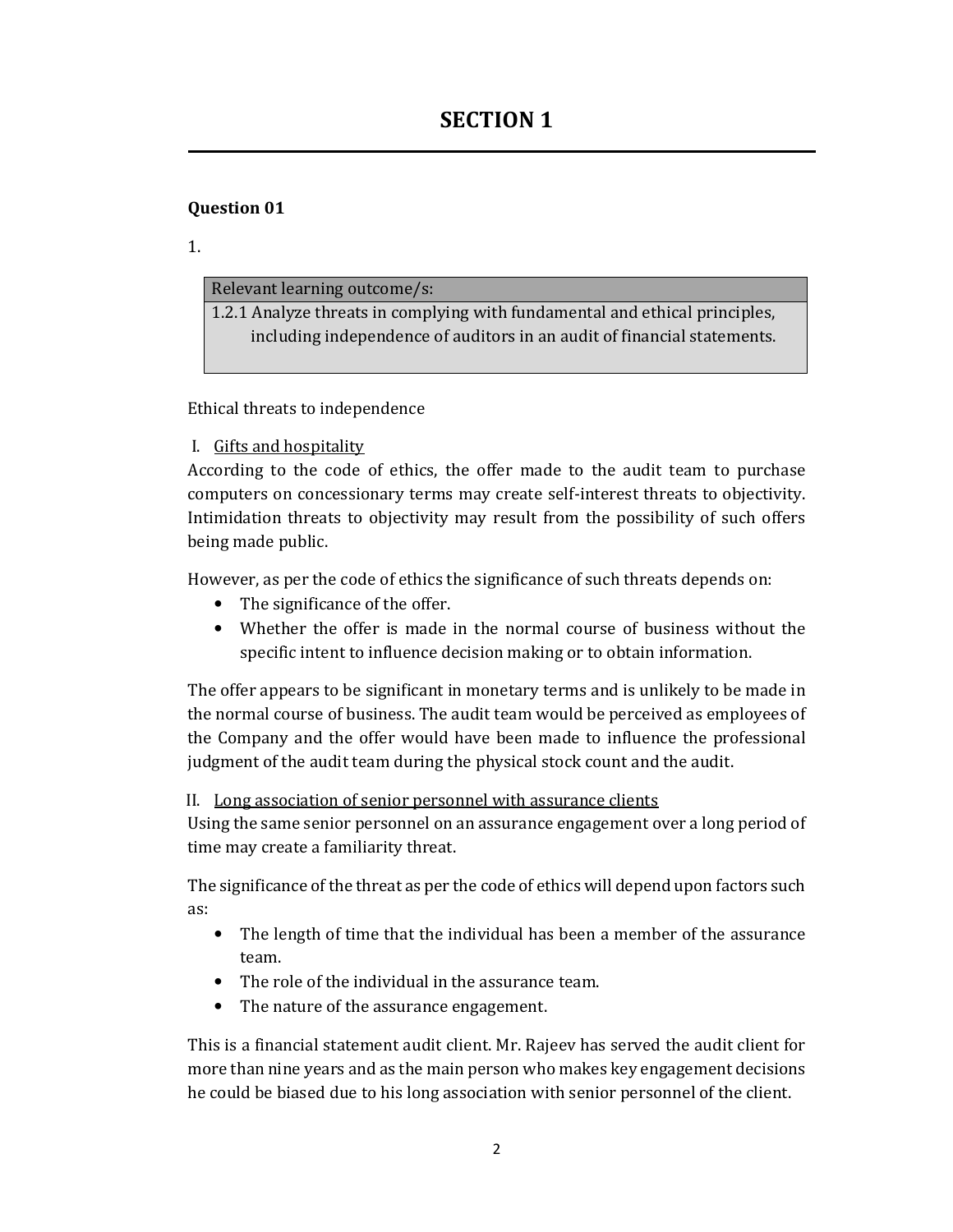# SECTION 1

**Question 01**

1.

| Relevant learning outcome/s: |
|---|
| 1.2.1 Analyze threats in complying with fundamental and ethical principles, including independence of auditors in an audit of financial statements. |

Ethical threats to independence

I. <u>Gifts and hospitality</u>

According to the code of ethics, the offer made to the audit team to purchase computers on concessionary terms may create self-interest threats to objectivity. Intimidation threats to objectivity may result from the possibility of such offers being made public.

However, as per the code of ethics the significance of such threats depends on:

- The significance of the offer.
- Whether the offer is made in the normal course of business without the specific intent to influence decision making or to obtain information.

The offer appears to be significant in monetary terms and is unlikely to be made in the normal course of business. The audit team would be perceived as employees of the Company and the offer would have been made to influence the professional judgment of the audit team during the physical stock count and the audit.

II. <u>Long association of senior personnel with assurance clients</u>

Using the same senior personnel on an assurance engagement over a long period of time may create a familiarity threat.

The significance of the threat as per the code of ethics will depend upon factors such as:

- The length of time that the individual has been a member of the assurance team.
- The role of the individual in the assurance team.
- The nature of the assurance engagement.

This is a financial statement audit client. Mr. Rajeev has served the audit client for more than nine years and as the main person who makes key engagement decisions he could be biased due to his long association with senior personnel of the client.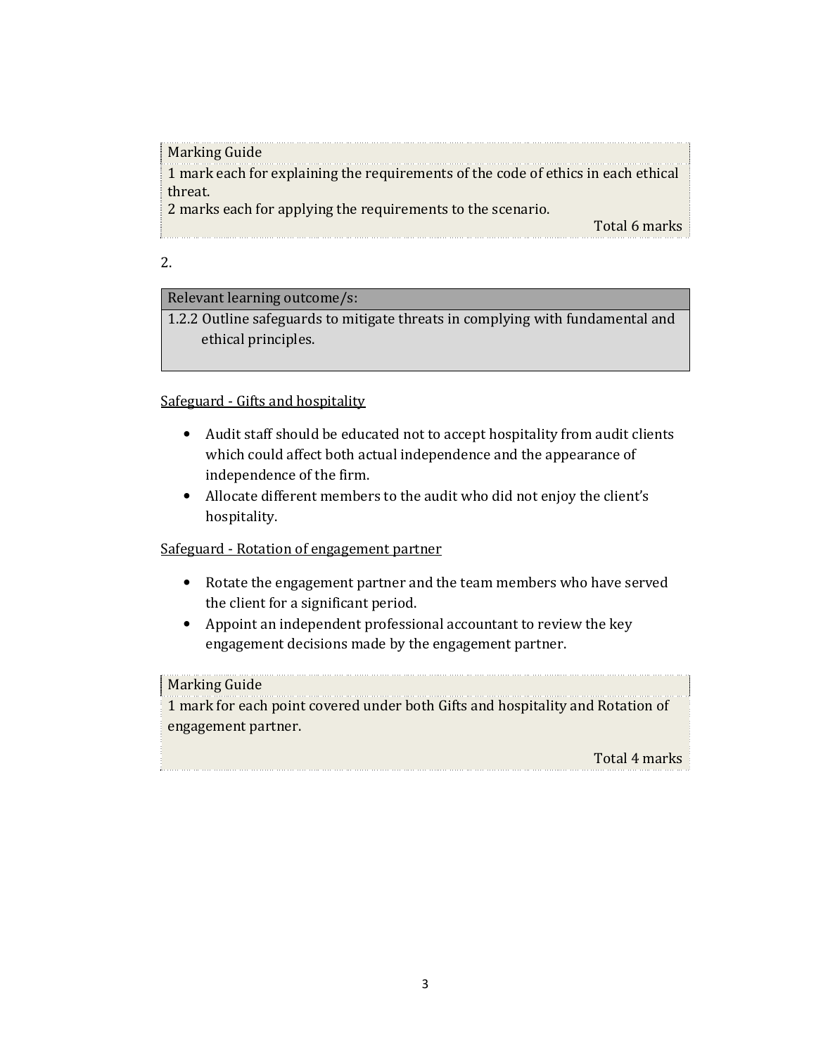| Marking Guide |
| --- |
| 1 mark each for explaining the requirements of the code of ethics in each ethical threat.<br>2 marks each for applying the requirements to the scenario. |
| Total 6 marks |

2.

| Relevant learning outcome/s: |
| --- |
| 1.2.2 Outline safeguards to mitigate threats in complying with fundamental and ethical principles. |

Safeguard - Gifts and hospitality

- Audit staff should be educated not to accept hospitality from audit clients which could affect both actual independence and the appearance of independence of the firm.
- Allocate different members to the audit who did not enjoy the client's hospitality.

Safeguard - Rotation of engagement partner

- Rotate the engagement partner and the team members who have served the client for a significant period.
- Appoint an independent professional accountant to review the key engagement decisions made by the engagement partner.

| Marking Guide |
| --- |
| 1 mark for each point covered under both Gifts and hospitality and Rotation of engagement partner. |
| Total 4 marks |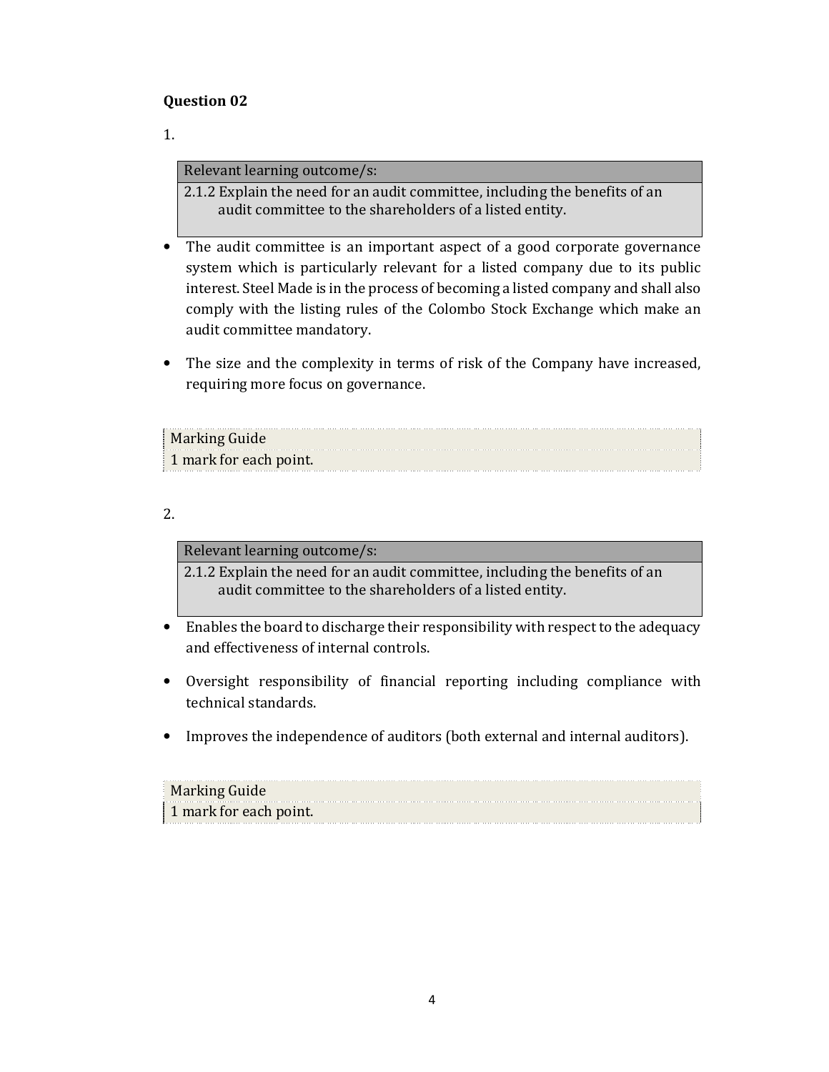**Question 02**

1.

| Relevant learning outcome/s: |
|---|
| 2.1.2 Explain the need for an audit committee, including the benefits of an audit committee to the shareholders of a listed entity. |

- The audit committee is an important aspect of a good corporate governance system which is particularly relevant for a listed company due to its public interest. Steel Made is in the process of becoming a listed company and shall also comply with the listing rules of the Colombo Stock Exchange which make an audit committee mandatory.
- The size and the complexity in terms of risk of the Company have increased, requiring more focus on governance.

| Marking Guide |
|---|
| 1 mark for each point. |

2.

| Relevant learning outcome/s: |
|---|
| 2.1.2 Explain the need for an audit committee, including the benefits of an audit committee to the shareholders of a listed entity. |

- Enables the board to discharge their responsibility with respect to the adequacy and effectiveness of internal controls.
- Oversight responsibility of financial reporting including compliance with technical standards.
- Improves the independence of auditors (both external and internal auditors).

| Marking Guide |
|---|
| 1 mark for each point. |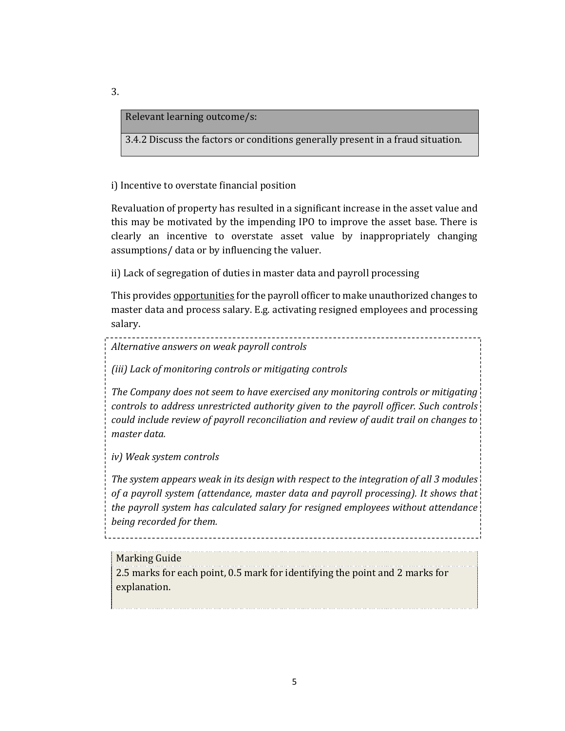3.

| Relevant learning outcome/s: |
| --- |
| 3.4.2 Discuss the factors or conditions generally present in a fraud situation. |

i) Incentive to overstate financial position

Revaluation of property has resulted in a significant increase in the asset value and this may be motivated by the impending IPO to improve the asset base. There is clearly an incentive to overstate asset value by inappropriately changing assumptions/ data or by influencing the valuer.

ii) Lack of segregation of duties in master data and payroll processing

This provides <u>opportunities</u> for the payroll officer to make unauthorized changes to master data and process salary. E.g. activating resigned employees and processing salary.

*Alternative answers on weak payroll controls*

*(iii) Lack of monitoring controls or mitigating controls*

*The Company does not seem to have exercised any monitoring controls or mitigating controls to address unrestricted authority given to the payroll officer. Such controls could include review of payroll reconciliation and review of audit trail on changes to master data.*

*iv) Weak system controls*

*The system appears weak in its design with respect to the integration of all 3 modules of a payroll system (attendance, master data and payroll processing). It shows that the payroll system has calculated salary for resigned employees without attendance being recorded for them.*

| Marking Guide |
| --- |
| 2.5 marks for each point, 0.5 mark for identifying the point and 2 marks for explanation. |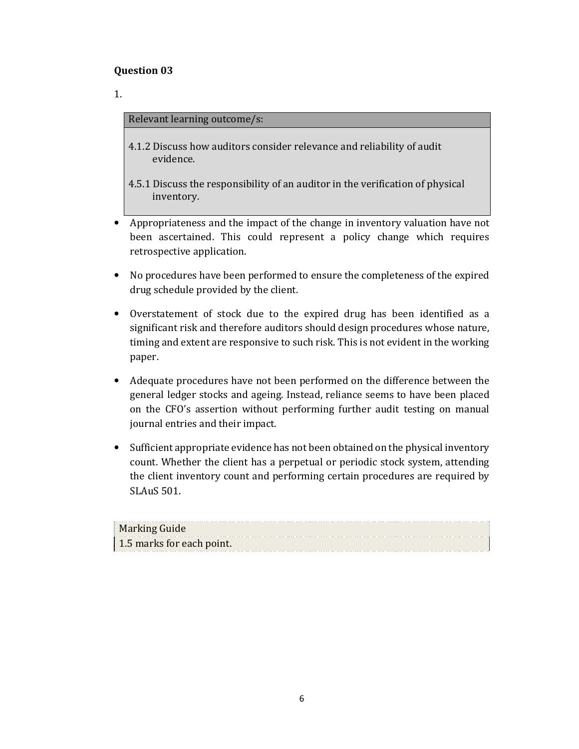**Question 03**

1.

| Relevant learning outcome/s: |
|---|
| 4.1.2 Discuss how auditors consider relevance and reliability of audit evidence.<br><br>4.5.1 Discuss the responsibility of an auditor in the verification of physical inventory. |

- Appropriateness and the impact of the change in inventory valuation have not been ascertained. This could represent a policy change which requires retrospective application.

- No procedures have been performed to ensure the completeness of the expired drug schedule provided by the client.

- Overstatement of stock due to the expired drug has been identified as a significant risk and therefore auditors should design procedures whose nature, timing and extent are responsive to such risk. This is not evident in the working paper.

- Adequate procedures have not been performed on the difference between the general ledger stocks and ageing. Instead, reliance seems to have been placed on the CFO's assertion without performing further audit testing on manual journal entries and their impact.

- Sufficient appropriate evidence has not been obtained on the physical inventory count. Whether the client has a perpetual or periodic stock system, attending the client inventory count and performing certain procedures are required by SLAuS 501.

| Marking Guide |
|---|
| 1.5 marks for each point. |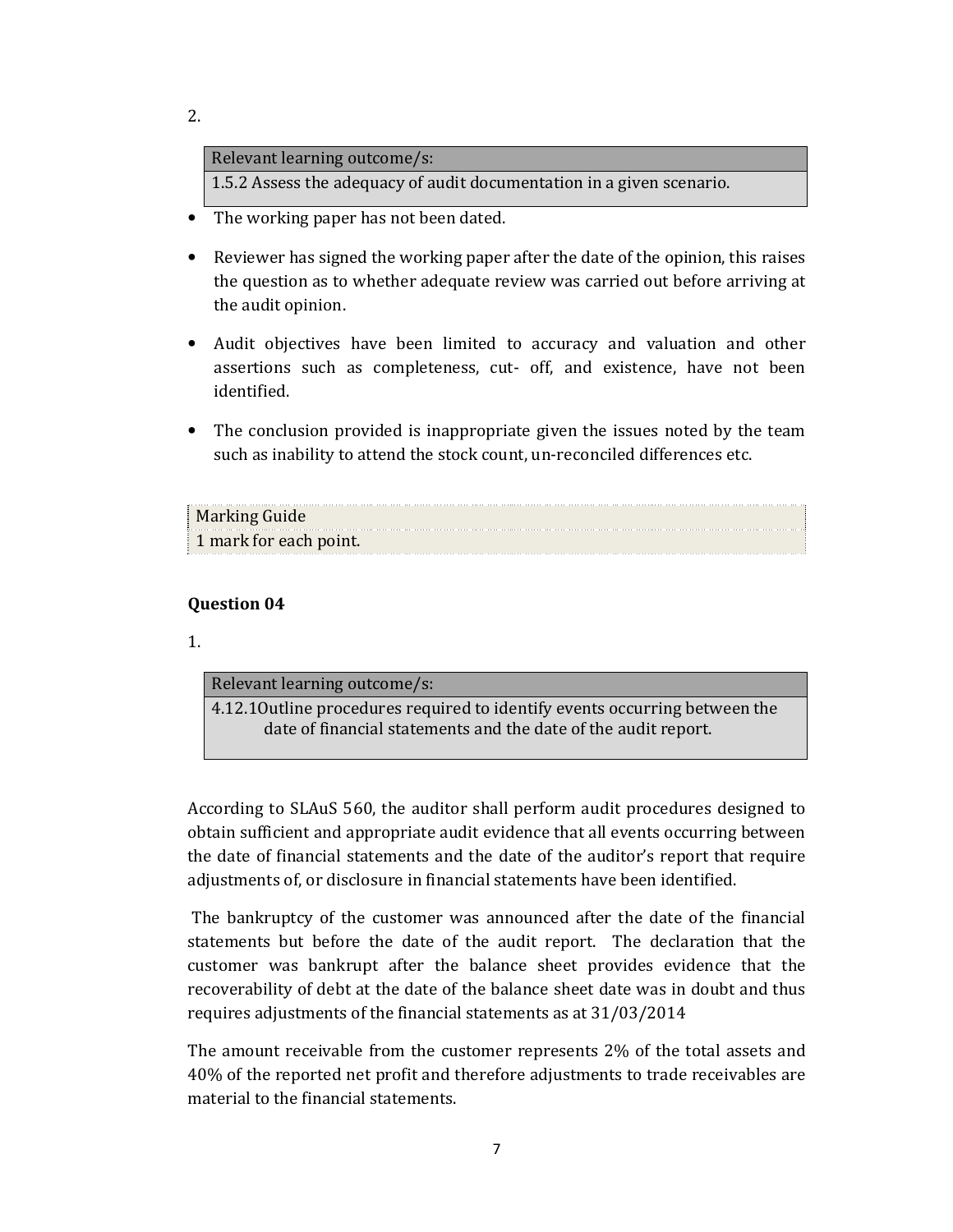2.

| Relevant learning outcome/s: |
|---|
| 1.5.2 Assess the adequacy of audit documentation in a given scenario. |

- The working paper has not been dated.
- Reviewer has signed the working paper after the date of the opinion, this raises the question as to whether adequate review was carried out before arriving at the audit opinion.
- Audit objectives have been limited to accuracy and valuation and other assertions such as completeness, cut- off, and existence, have not been identified.
- The conclusion provided is inappropriate given the issues noted by the team such as inability to attend the stock count, un-reconciled differences etc.

| Marking Guide |
|---|
| 1 mark for each point. |

**Question 04**

1.

| Relevant learning outcome/s: |
|---|
| 4.12.1Outline procedures required to identify events occurring between the date of financial statements and the date of the audit report. |

According to SLAuS 560, the auditor shall perform audit procedures designed to obtain sufficient and appropriate audit evidence that all events occurring between the date of financial statements and the date of the auditor's report that require adjustments of, or disclosure in financial statements have been identified.

The bankruptcy of the customer was announced after the date of the financial statements but before the date of the audit report. The declaration that the customer was bankrupt after the balance sheet provides evidence that the recoverability of debt at the date of the balance sheet date was in doubt and thus requires adjustments of the financial statements as at 31/03/2014

The amount receivable from the customer represents 2% of the total assets and 40% of the reported net profit and therefore adjustments to trade receivables are material to the financial statements.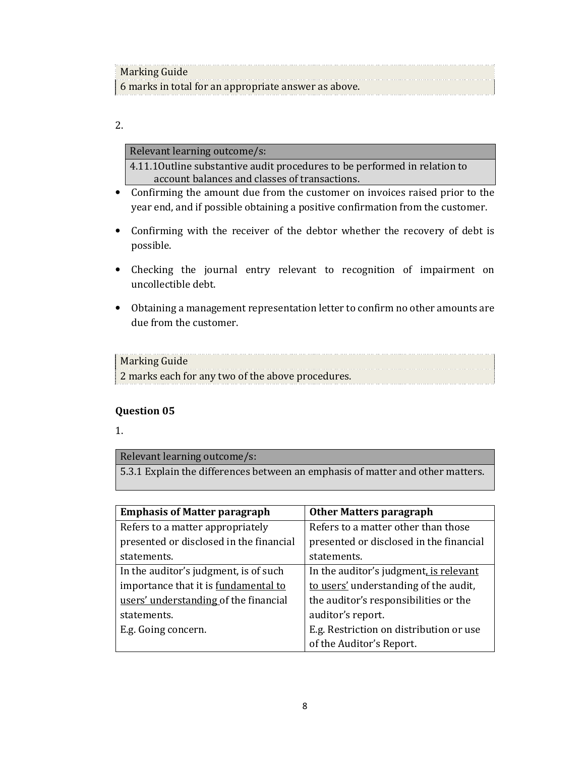| Marking Guide |
|---|
| 6 marks in total for an appropriate answer as above. |

2.

| Relevant learning outcome/s: |
|---|
| 4.11.1Outline substantive audit procedures to be performed in relation to account balances and classes of transactions. |

- Confirming the amount due from the customer on invoices raised prior to the year end, and if possible obtaining a positive confirmation from the customer.
- Confirming with the receiver of the debtor whether the recovery of debt is possible.
- Checking the journal entry relevant to recognition of impairment on uncollectible debt.
- Obtaining a management representation letter to confirm no other amounts are due from the customer.

| Marking Guide |
|---|
| 2 marks each for any two of the above procedures. |

**Question 05**

1.

| Relevant learning outcome/s: |
|---|
| 5.3.1 Explain the differences between an emphasis of matter and other matters. |

| **Emphasis of Matter paragraph** | **Other Matters paragraph** |
|---|---|
| Refers to a matter appropriately presented or disclosed in the financial statements. | Refers to a matter other than those presented or disclosed in the financial statements. |
| In the auditor's judgment, is of such importance that it is <u>fundamental to users' understanding</u> of the financial statements.<br>E.g. Going concern. | In the auditor's judgment<u>, is relevant to users'</u> understanding of the audit, the auditor's responsibilities or the auditor's report.<br>E.g. Restriction on distribution or use of the Auditor's Report. |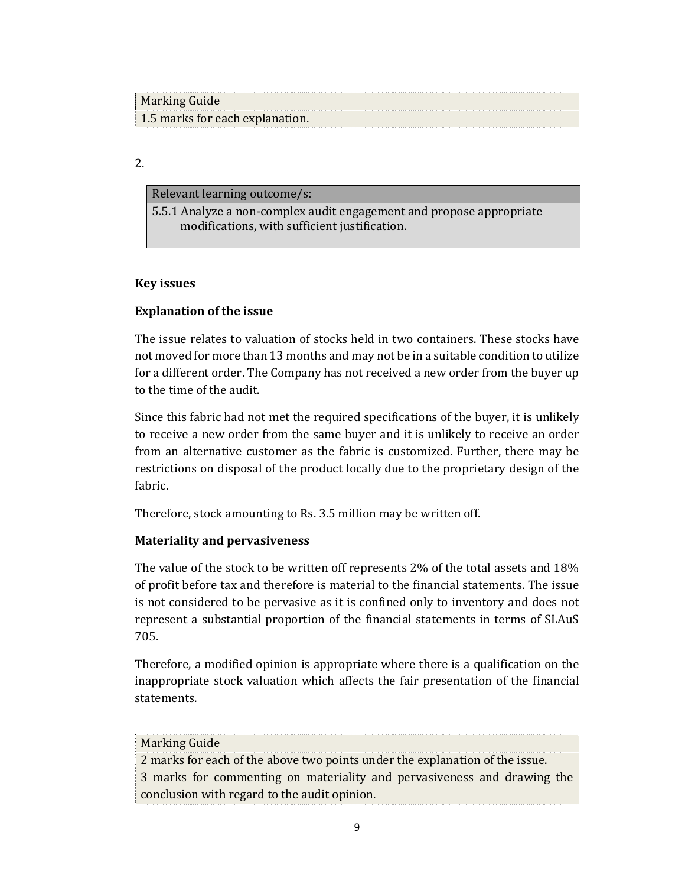Marking Guide

1.5 marks for each explanation.

2.

| Relevant learning outcome/s: |
| --- |
| 5.5.1 Analyze a non-complex audit engagement and propose appropriate modifications, with sufficient justification. |

**Key issues**

**Explanation of the issue**

The issue relates to valuation of stocks held in two containers. These stocks have not moved for more than 13 months and may not be in a suitable condition to utilize for a different order. The Company has not received a new order from the buyer up to the time of the audit.

Since this fabric had not met the required specifications of the buyer, it is unlikely to receive a new order from the same buyer and it is unlikely to receive an order from an alternative customer as the fabric is customized. Further, there may be restrictions on disposal of the product locally due to the proprietary design of the fabric.

Therefore, stock amounting to Rs. 3.5 million may be written off.

**Materiality and pervasiveness**

The value of the stock to be written off represents 2% of the total assets and 18% of profit before tax and therefore is material to the financial statements. The issue is not considered to be pervasive as it is confined only to inventory and does not represent a substantial proportion of the financial statements in terms of SLAuS 705.

Therefore, a modified opinion is appropriate where there is a qualification on the inappropriate stock valuation which affects the fair presentation of the financial statements.

Marking Guide

2 marks for each of the above two points under the explanation of the issue.

3 marks for commenting on materiality and pervasiveness and drawing the conclusion with regard to the audit opinion.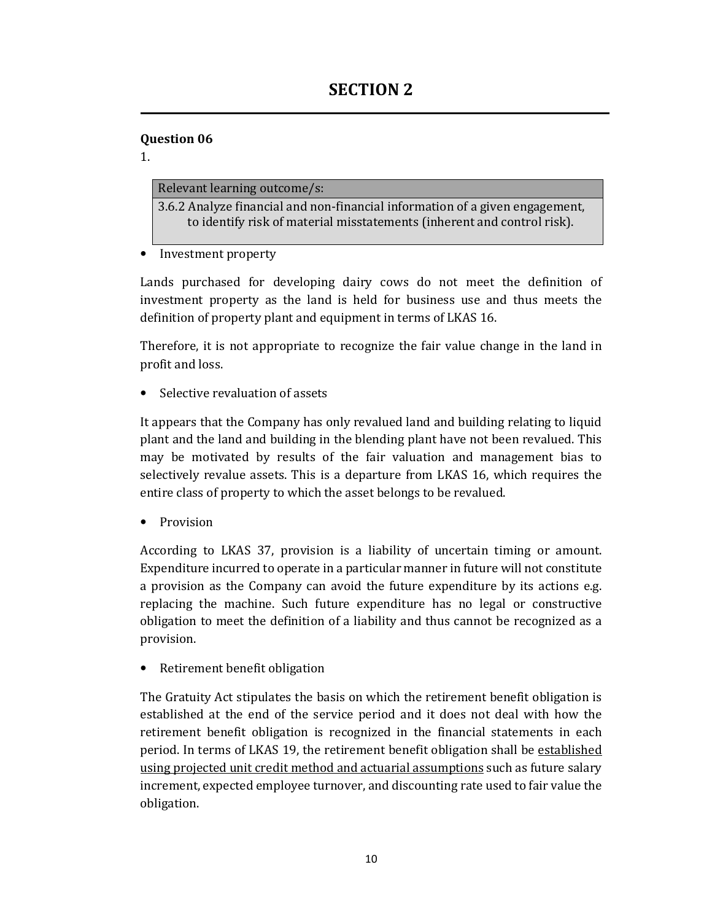# SECTION 2

**Question 06**

1.

| Relevant learning outcome/s: |
| --- |
| 3.6.2 Analyze financial and non-financial information of a given engagement, to identify risk of material misstatements (inherent and control risk). |

- Investment property

Lands purchased for developing dairy cows do not meet the definition of investment property as the land is held for business use and thus meets the definition of property plant and equipment in terms of LKAS 16.

Therefore, it is not appropriate to recognize the fair value change in the land in profit and loss.

- Selective revaluation of assets

It appears that the Company has only revalued land and building relating to liquid plant and the land and building in the blending plant have not been revalued. This may be motivated by results of the fair valuation and management bias to selectively revalue assets. This is a departure from LKAS 16, which requires the entire class of property to which the asset belongs to be revalued.

- Provision

According to LKAS 37, provision is a liability of uncertain timing or amount. Expenditure incurred to operate in a particular manner in future will not constitute a provision as the Company can avoid the future expenditure by its actions e.g. replacing the machine. Such future expenditure has no legal or constructive obligation to meet the definition of a liability and thus cannot be recognized as a provision.

- Retirement benefit obligation

The Gratuity Act stipulates the basis on which the retirement benefit obligation is established at the end of the service period and it does not deal with how the retirement benefit obligation is recognized in the financial statements in each period. In terms of LKAS 19, the retirement benefit obligation shall be <u>established using projected unit credit method and actuarial assumptions</u> such as future salary increment, expected employee turnover, and discounting rate used to fair value the obligation.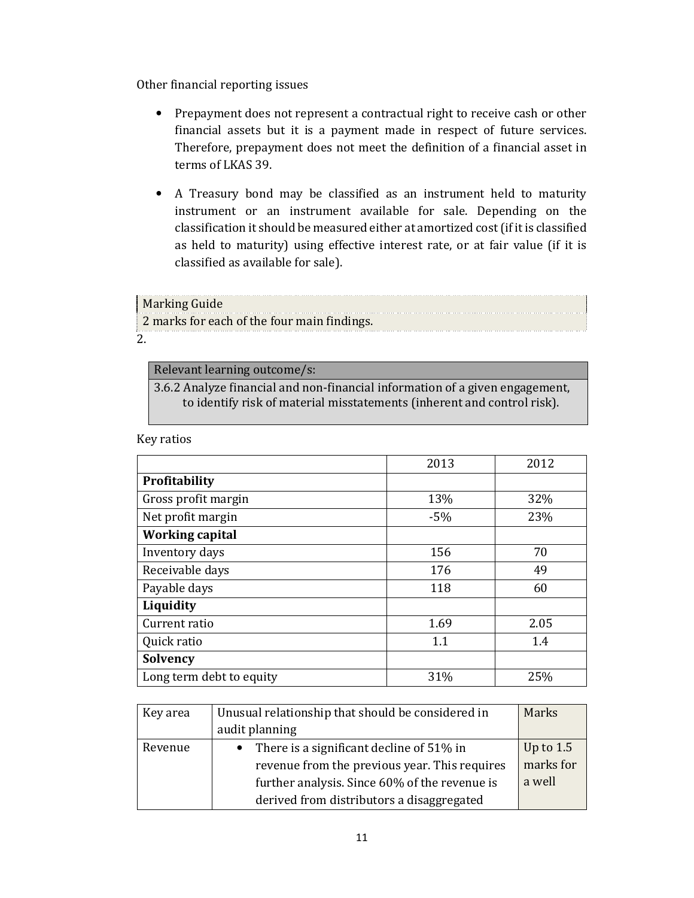Other financial reporting issues

- Prepayment does not represent a contractual right to receive cash or other financial assets but it is a payment made in respect of future services. Therefore, prepayment does not meet the definition of a financial asset in terms of LKAS 39.

- A Treasury bond may be classified as an instrument held to maturity instrument or an instrument available for sale. Depending on the classification it should be measured either at amortized cost (if it is classified as held to maturity) using effective interest rate, or at fair value (if it is classified as available for sale).

| Marking Guide |
|---|
| 2 marks for each of the four main findings. |

2.

| Relevant learning outcome/s: |
|---|
| 3.6.2 Analyze financial and non-financial information of a given engagement, to identify risk of material misstatements (inherent and control risk). |

Key ratios

| | 2013 | 2012 |
|---|---|---|
| **Profitability** | | |
| Gross profit margin | 13% | 32% |
| Net profit margin | -5% | 23% |
| **Working capital** | | |
| Inventory days | 156 | 70 |
| Receivable days | 176 | 49 |
| Payable days | 118 | 60 |
| **Liquidity** | | |
| Current ratio | 1.69 | 2.05 |
| Quick ratio | 1.1 | 1.4 |
| **Solvency** | | |
| Long term debt to equity | 31% | 25% |

| Key area | Unusual relationship that should be considered in audit planning | Marks |
|---|---|---|
| Revenue | • There is a significant decline of 51% in revenue from the previous year. This requires further analysis. Since 60% of the revenue is derived from distributors a disaggregated | Up to 1.5 marks for a well |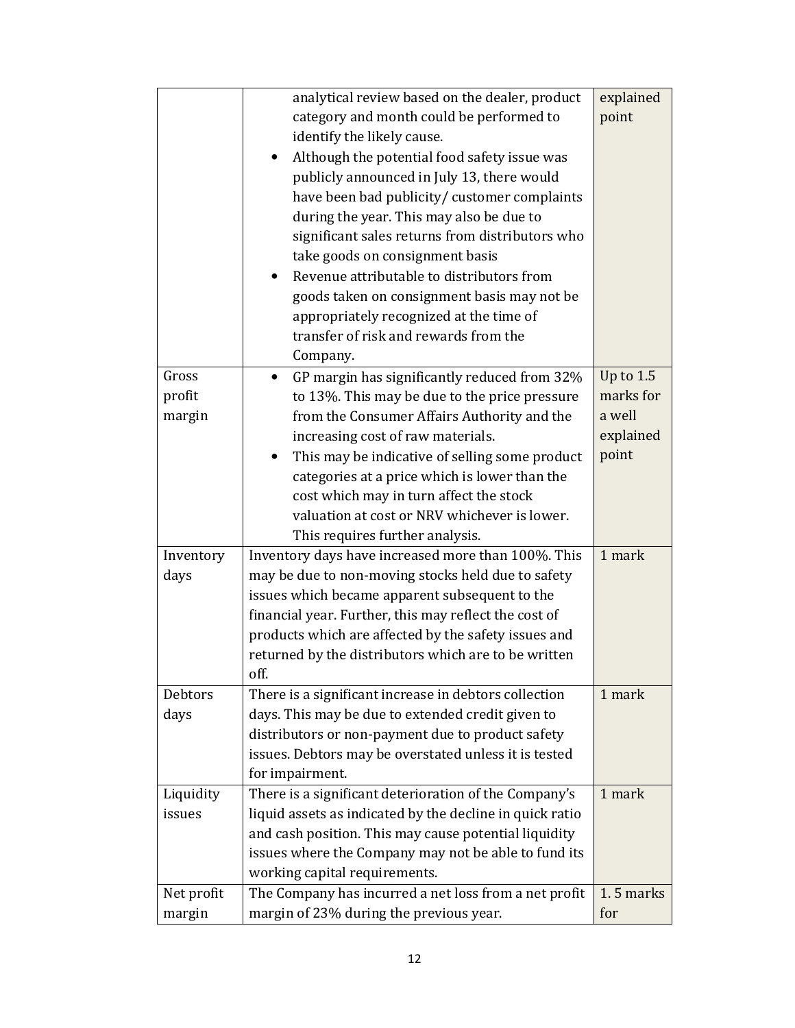| | | |
|---|---|---|
| | analytical review based on the dealer, product category and month could be performed to identify the likely cause.<br>• Although the potential food safety issue was publicly announced in July 13, there would have been bad publicity/ customer complaints during the year. This may also be due to significant sales returns from distributors who take goods on consignment basis<br>• Revenue attributable to distributors from goods taken on consignment basis may not be appropriately recognized at the time of transfer of risk and rewards from the Company. | explained point |
| Gross profit margin | • GP margin has significantly reduced from 32% to 13%. This may be due to the price pressure from the Consumer Affairs Authority and the increasing cost of raw materials.<br>• This may be indicative of selling some product categories at a price which is lower than the cost which may in turn affect the stock valuation at cost or NRV whichever is lower. This requires further analysis. | Up to 1.5 marks for a well explained point |
| Inventory days | Inventory days have increased more than 100%. This may be due to non-moving stocks held due to safety issues which became apparent subsequent to the financial year. Further, this may reflect the cost of products which are affected by the safety issues and returned by the distributors which are to be written off. | 1 mark |
| Debtors days | There is a significant increase in debtors collection days. This may be due to extended credit given to distributors or non-payment due to product safety issues. Debtors may be overstated unless it is tested for impairment. | 1 mark |
| Liquidity issues | There is a significant deterioration of the Company's liquid assets as indicated by the decline in quick ratio and cash position. This may cause potential liquidity issues where the Company may not be able to fund its working capital requirements. | 1 mark |
| Net profit margin | The Company has incurred a net loss from a net profit margin of 23% during the previous year. | 1. 5 marks for |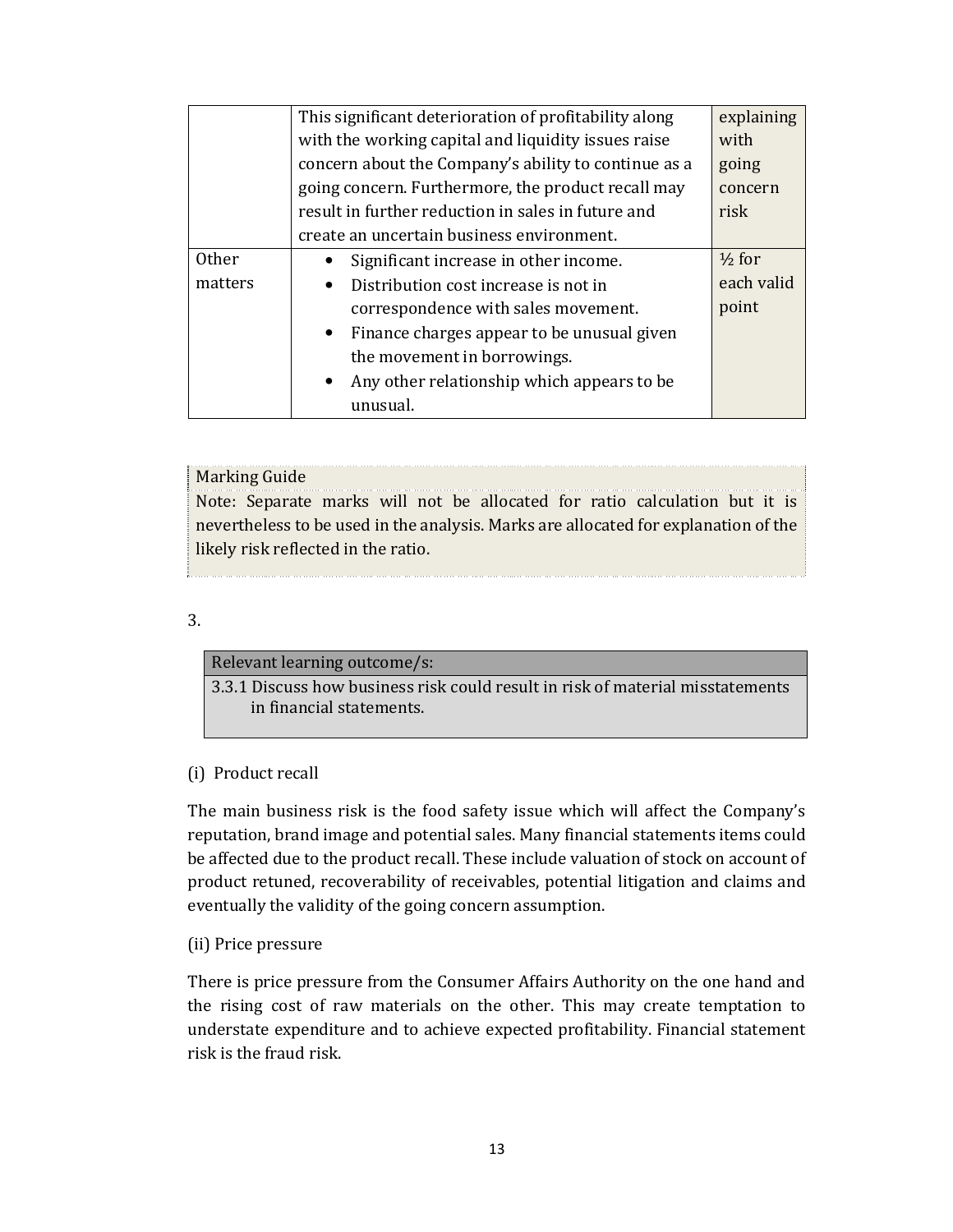|  |  |  |
|---|---|---|
|  | This significant deterioration of profitability along with the working capital and liquidity issues raise concern about the Company's ability to continue as a going concern. Furthermore, the product recall may result in further reduction in sales in future and create an uncertain business environment. | explaining with going concern risk |
| Other matters | • Significant increase in other income.<br>• Distribution cost increase is not in correspondence with sales movement.<br>• Finance charges appear to be unusual given the movement in borrowings.<br>• Any other relationship which appears to be unusual. | ½ for each valid point |

Marking Guide

Note: Separate marks will not be allocated for ratio calculation but it is nevertheless to be used in the analysis. Marks are allocated for explanation of the likely risk reflected in the ratio.

3.

| Relevant learning outcome/s: |
|---|
| 3.3.1 Discuss how business risk could result in risk of material misstatements in financial statements. |

(i) Product recall

The main business risk is the food safety issue which will affect the Company's reputation, brand image and potential sales. Many financial statements items could be affected due to the product recall. These include valuation of stock on account of product retuned, recoverability of receivables, potential litigation and claims and eventually the validity of the going concern assumption.

(ii) Price pressure

There is price pressure from the Consumer Affairs Authority on the one hand and the rising cost of raw materials on the other. This may create temptation to understate expenditure and to achieve expected profitability. Financial statement risk is the fraud risk.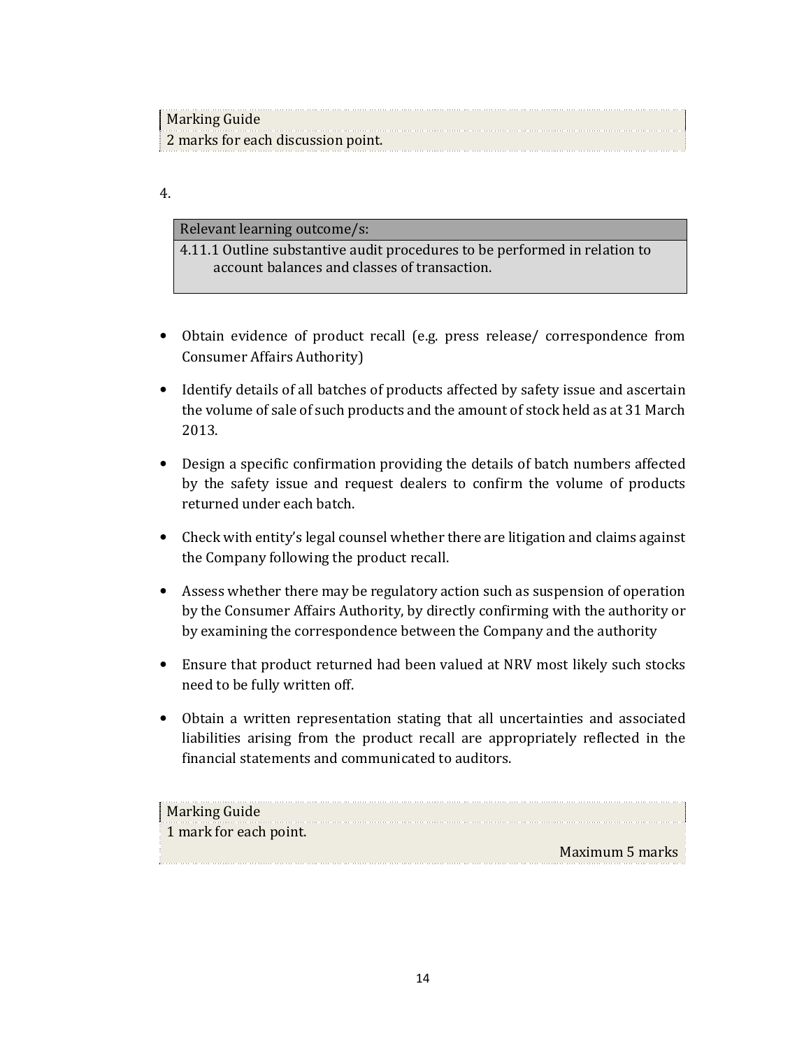Marking Guide
2 marks for each discussion point.

4.

| Relevant learning outcome/s: |
| --- |
| 4.11.1 Outline substantive audit procedures to be performed in relation to account balances and classes of transaction. |

- Obtain evidence of product recall (e.g. press release/ correspondence from Consumer Affairs Authority)

- Identify details of all batches of products affected by safety issue and ascertain the volume of sale of such products and the amount of stock held as at 31 March 2013.

- Design a specific confirmation providing the details of batch numbers affected by the safety issue and request dealers to confirm the volume of products returned under each batch.

- Check with entity's legal counsel whether there are litigation and claims against the Company following the product recall.

- Assess whether there may be regulatory action such as suspension of operation by the Consumer Affairs Authority, by directly confirming with the authority or by examining the correspondence between the Company and the authority

- Ensure that product returned had been valued at NRV most likely such stocks need to be fully written off.

- Obtain a written representation stating that all uncertainties and associated liabilities arising from the product recall are appropriately reflected in the financial statements and communicated to auditors.

Marking Guide
1 mark for each point.
Maximum 5 marks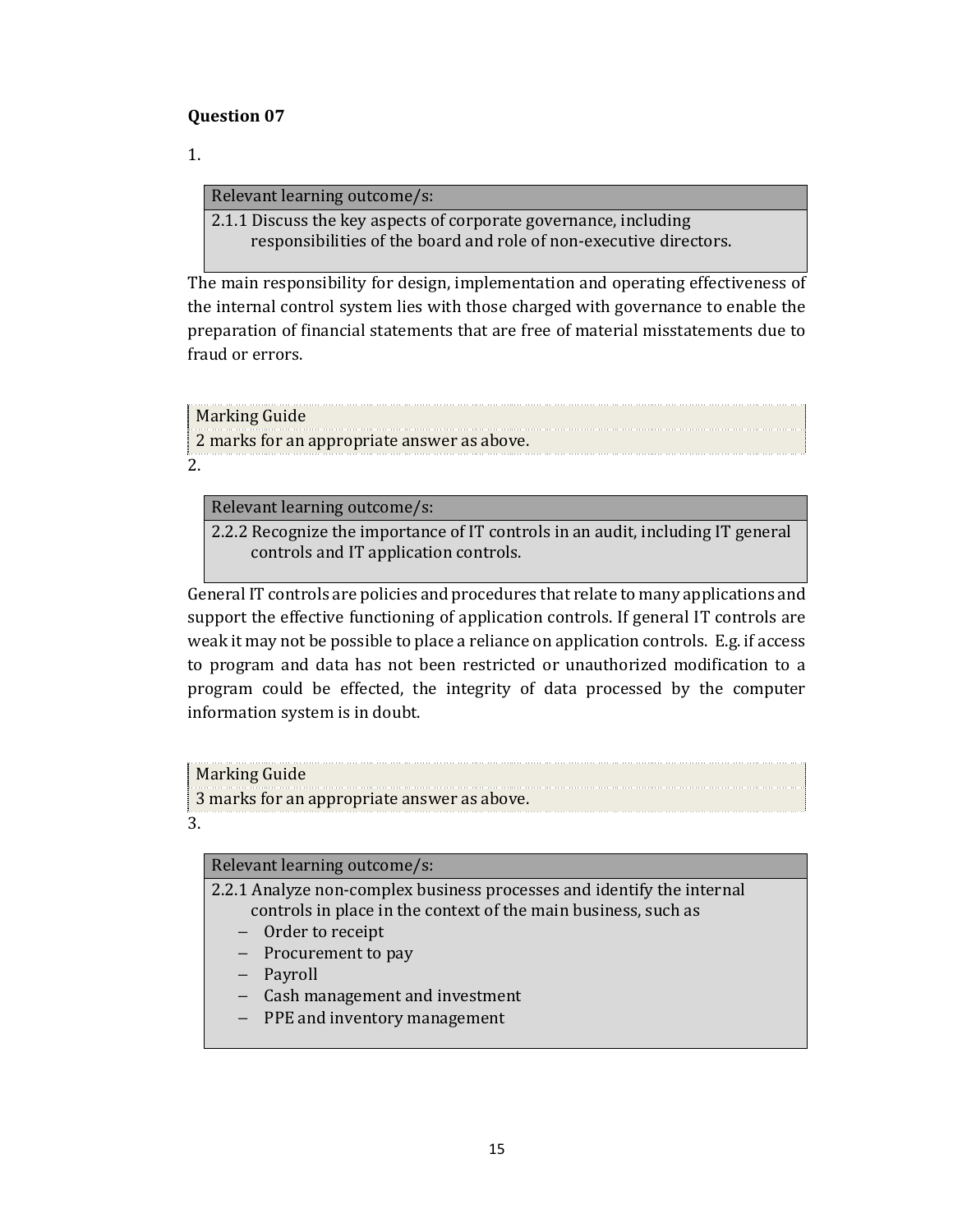**Question 07**

1.

| Relevant learning outcome/s: |
|---|
| 2.1.1 Discuss the key aspects of corporate governance, including responsibilities of the board and role of non-executive directors. |

The main responsibility for design, implementation and operating effectiveness of the internal control system lies with those charged with governance to enable the preparation of financial statements that are free of material misstatements due to fraud or errors.

| Marking Guide |
|---|
| 2 marks for an appropriate answer as above. |

2.

| Relevant learning outcome/s: |
|---|
| 2.2.2 Recognize the importance of IT controls in an audit, including IT general controls and IT application controls. |

General IT controls are policies and procedures that relate to many applications and support the effective functioning of application controls. If general IT controls are weak it may not be possible to place a reliance on application controls. E.g. if access to program and data has not been restricted or unauthorized modification to a program could be effected, the integrity of data processed by the computer information system is in doubt.

| Marking Guide |
|---|
| 3 marks for an appropriate answer as above. |

3.

| Relevant learning outcome/s: |
|---|
| 2.2.1 Analyze non-complex business processes and identify the internal controls in place in the context of the main business, such as<br>– Order to receipt<br>– Procurement to pay<br>– Payroll<br>– Cash management and investment<br>– PPE and inventory management |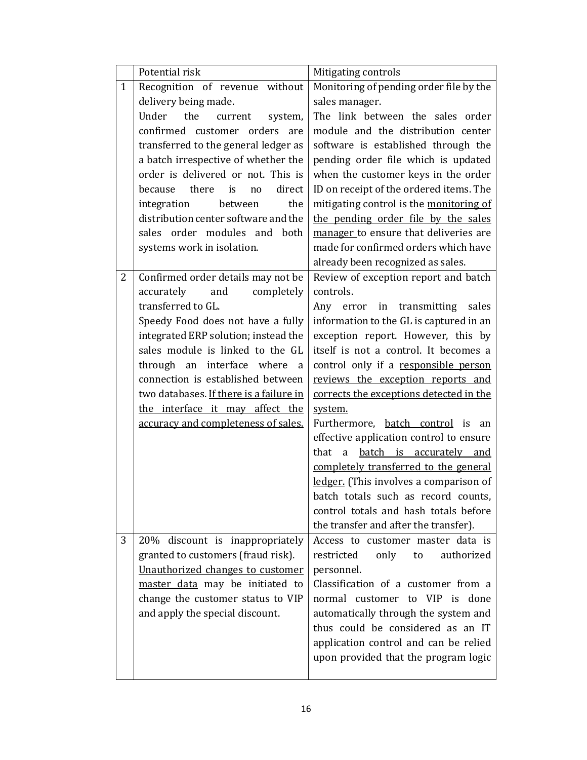| | Potential risk | Mitigating controls |
|---|---|---|
| 1 | Recognition of revenue without delivery being made.<br>Under the current system, confirmed customer orders are transferred to the general ledger as a batch irrespective of whether the order is delivered or not. This is because there is no direct integration between the distribution center software and the sales order modules and both systems work in isolation. | Monitoring of pending order file by the sales manager.<br>The link between the sales order module and the distribution center software is established through the pending order file which is updated when the customer keys in the order ID on receipt of the ordered items. The mitigating control is the <u>monitoring of the pending order file by the sales manager</u> to ensure that deliveries are made for confirmed orders which have already been recognized as sales. |
| 2 | Confirmed order details may not be accurately and completely transferred to GL.<br>Speedy Food does not have a fully integrated ERP solution; instead the sales module is linked to the GL through an interface where a connection is established between two databases. <u>If there is a failure in the interface it may affect the accuracy and completeness of sales.</u> | Review of exception report and batch controls.<br>Any error in transmitting sales information to the GL is captured in an exception report. However, this by itself is not a control. It becomes a control only if a <u>responsible person reviews the exception reports and corrects the exceptions detected in the system.</u><br>Furthermore, <u>batch control</u> is an effective application control to ensure that a <u>batch is accurately and completely transferred to the general ledger.</u> (This involves a comparison of batch totals such as record counts, control totals and hash totals before the transfer and after the transfer). |
| 3 | 20% discount is inappropriately granted to customers (fraud risk).<br><u>Unauthorized changes to customer master data</u> may be initiated to change the customer status to VIP and apply the special discount. | Access to customer master data is restricted only to authorized personnel.<br>Classification of a customer from a normal customer to VIP is done automatically through the system and thus could be considered as an IT application control and can be relied upon provided that the program logic |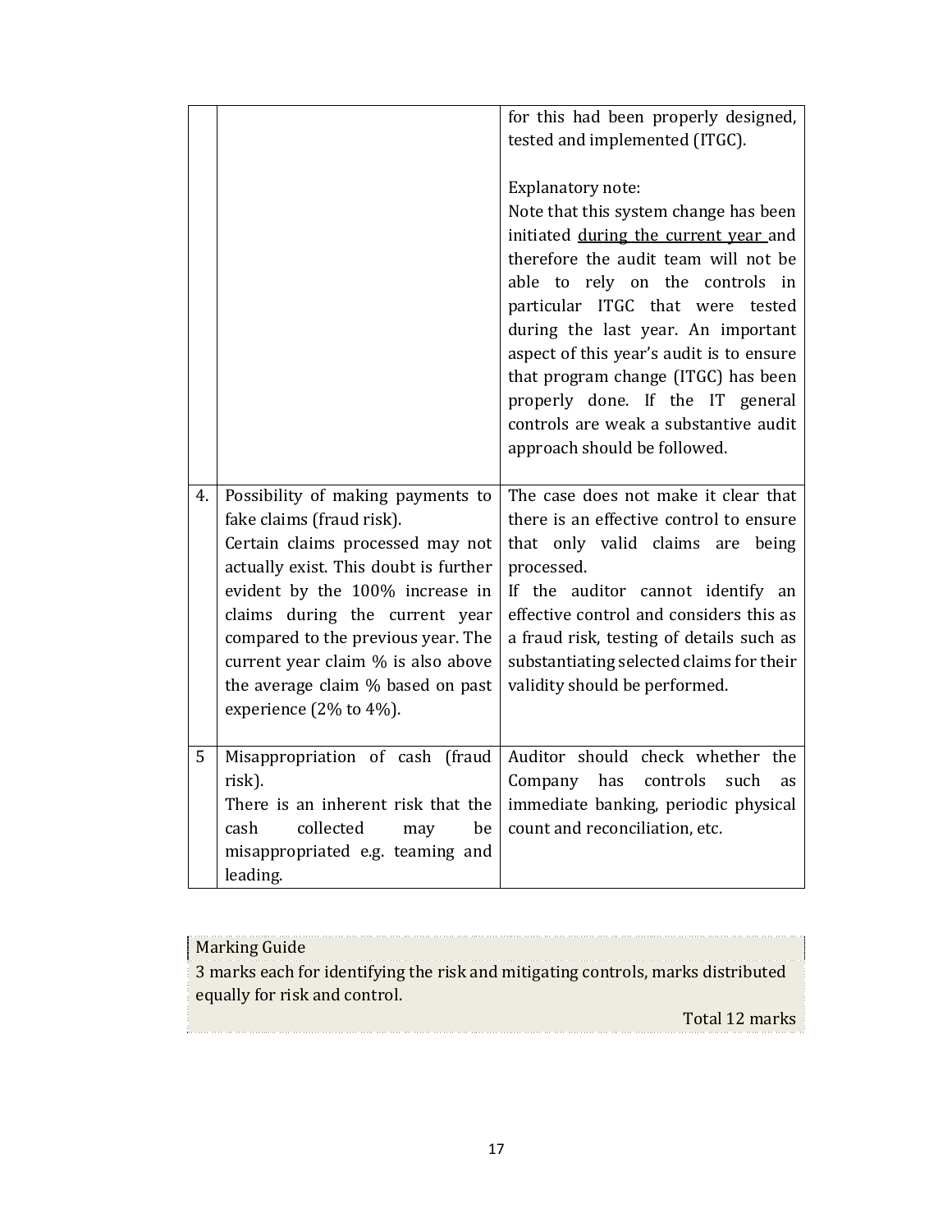| | | |
|---|---|---|
| | | for this had been properly designed, tested and implemented (ITGC).<br><br>Explanatory note:<br>Note that this system change has been initiated <u>during the current year</u> and therefore the audit team will not be able to rely on the controls in particular ITGC that were tested during the last year. An important aspect of this year's audit is to ensure that program change (ITGC) has been properly done. If the IT general controls are weak a substantive audit approach should be followed. |
| 4. | Possibility of making payments to fake claims (fraud risk).<br>Certain claims processed may not actually exist. This doubt is further evident by the 100% increase in claims during the current year compared to the previous year. The current year claim % is also above the average claim % based on past experience (2% to 4%). | The case does not make it clear that there is an effective control to ensure that only valid claims are being processed.<br>If the auditor cannot identify an effective control and considers this as a fraud risk, testing of details such as substantiating selected claims for their validity should be performed. |
| 5 | Misappropriation of cash (fraud risk).<br>There is an inherent risk that the cash collected may be misappropriated e.g. teaming and leading. | Auditor should check whether the Company has controls such as immediate banking, periodic physical count and reconciliation, etc. |

Marking Guide

3 marks each for identifying the risk and mitigating controls, marks distributed equally for risk and control.

Total 12 marks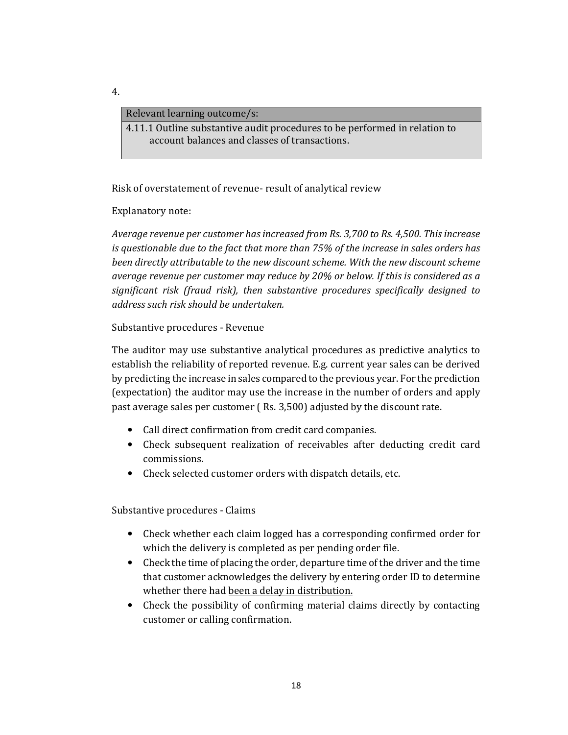4.

| Relevant learning outcome/s: |
|---|
| 4.11.1 Outline substantive audit procedures to be performed in relation to account balances and classes of transactions. |

Risk of overstatement of revenue- result of analytical review

Explanatory note:

*Average revenue per customer has increased from Rs. 3,700 to Rs. 4,500. This increase is questionable due to the fact that more than 75% of the increase in sales orders has been directly attributable to the new discount scheme. With the new discount scheme average revenue per customer may reduce by 20% or below. If this is considered as a significant risk (fraud risk), then substantive procedures specifically designed to address such risk should be undertaken.*

Substantive procedures - Revenue

The auditor may use substantive analytical procedures as predictive analytics to establish the reliability of reported revenue. E.g. current year sales can be derived by predicting the increase in sales compared to the previous year. For the prediction (expectation) the auditor may use the increase in the number of orders and apply past average sales per customer ( Rs. 3,500) adjusted by the discount rate.

- Call direct confirmation from credit card companies.
- Check subsequent realization of receivables after deducting credit card commissions.
- Check selected customer orders with dispatch details, etc.

Substantive procedures - Claims

- Check whether each claim logged has a corresponding confirmed order for which the delivery is completed as per pending order file.
- Check the time of placing the order, departure time of the driver and the time that customer acknowledges the delivery by entering order ID to determine whether there had <u>been a delay in distribution.</u>
- Check the possibility of confirming material claims directly by contacting customer or calling confirmation.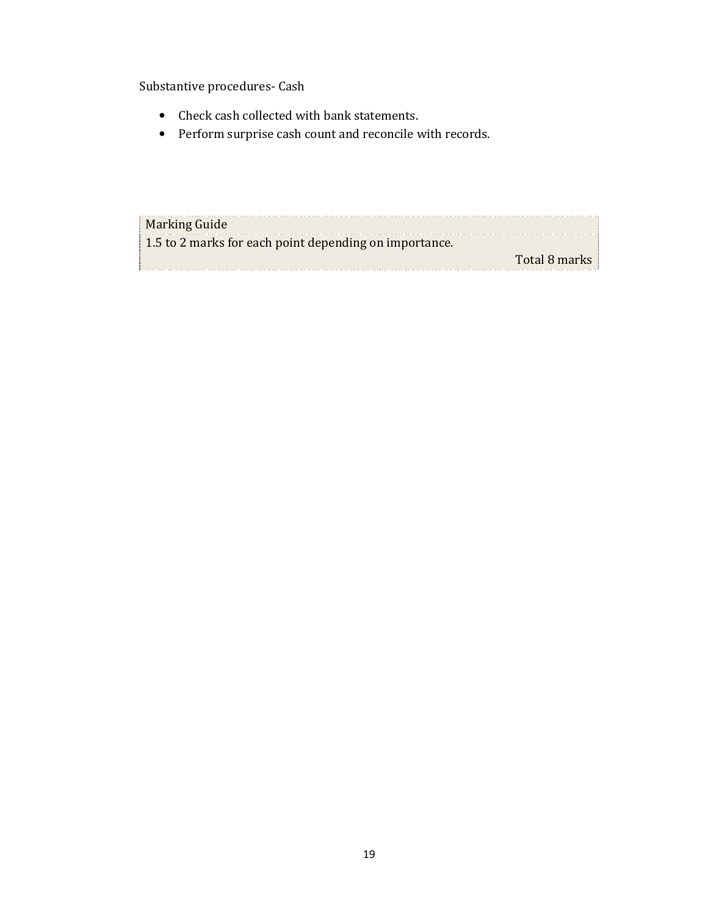Substantive procedures- Cash

- Check cash collected with bank statements.
- Perform surprise cash count and reconcile with records.

| Marking Guide |
| --- |
| 1.5 to 2 marks for each point depending on importance. |
| Total 8 marks |